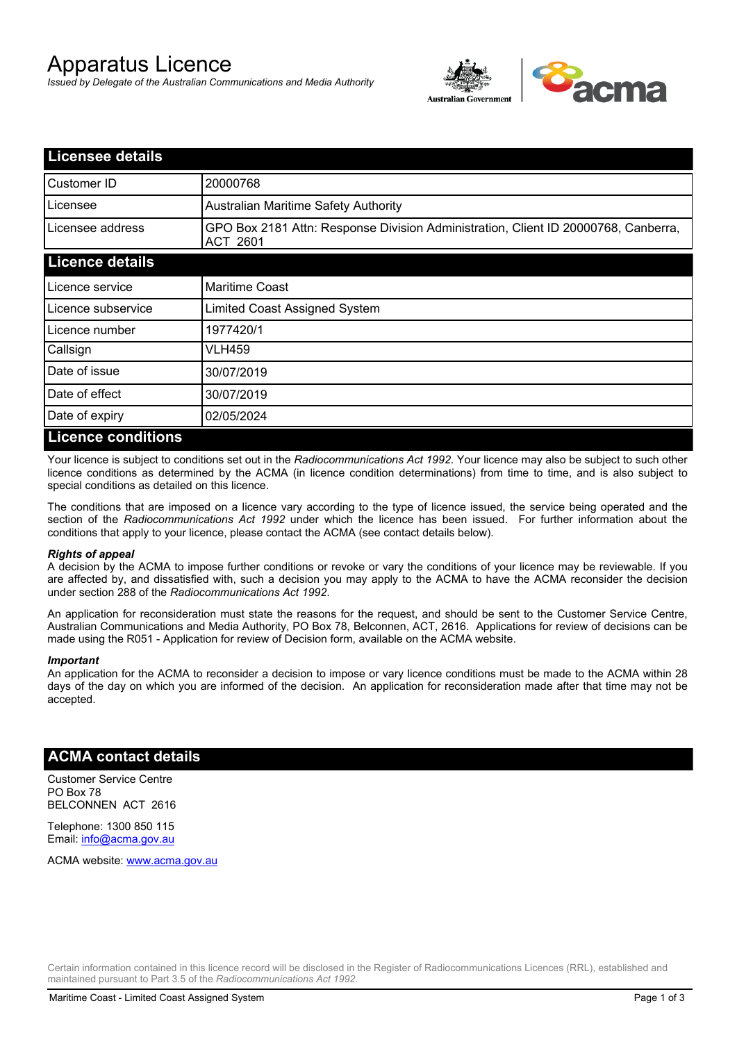# Apparatus Licence

*Issued by Delegate of the Australian Communications and Media Authority*

## Licensee details

| | |
|---|---|
| Customer ID | 20000768 |
| Licensee | Australian Maritime Safety Authority |
| Licensee address | GPO Box 2181 Attn: Response Division Administration, Client ID 20000768, Canberra, ACT 2601 |

## Licence details

| | |
|---|---|
| Licence service | Maritime Coast |
| Licence subservice | Limited Coast Assigned System |
| Licence number | 1977420/1 |
| Callsign | VLH459 |
| Date of issue | 30/07/2019 |
| Date of effect | 30/07/2019 |
| Date of expiry | 02/05/2024 |

## Licence conditions

Your licence is subject to conditions set out in the *Radiocommunications Act 1992*. Your licence may also be subject to such other licence conditions as determined by the ACMA (in licence condition determinations) from time to time, and is also subject to special conditions as detailed on this licence.

The conditions that are imposed on a licence vary according to the type of licence issued, the service being operated and the section of the *Radiocommunications Act 1992* under which the licence has been issued. For further information about the conditions that apply to your licence, please contact the ACMA (see contact details below).

***Rights of appeal***

A decision by the ACMA to impose further conditions or revoke or vary the conditions of your licence may be reviewable. If you are affected by, and dissatisfied with, such a decision you may apply to the ACMA to have the ACMA reconsider the decision under section 288 of the *Radiocommunications Act 1992*.

An application for reconsideration must state the reasons for the request, and should be sent to the Customer Service Centre, Australian Communications and Media Authority, PO Box 78, Belconnen, ACT, 2616. Applications for review of decisions can be made using the R051 - Application for review of Decision form, available on the ACMA website.

***Important***

An application for the ACMA to reconsider a decision to impose or vary licence conditions must be made to the ACMA within 28 days of the day on which you are informed of the decision. An application for reconsideration made after that time may not be accepted.

## ACMA contact details

Customer Service Centre
PO Box 78
BELCONNEN ACT 2616

Telephone: 1300 850 115
Email: info@acma.gov.au

ACMA website: www.acma.gov.au

Certain information contained in this licence record will be disclosed in the Register of Radiocommunications Licences (RRL), established and maintained pursuant to Part 3.5 of the *Radiocommunications Act 1992.*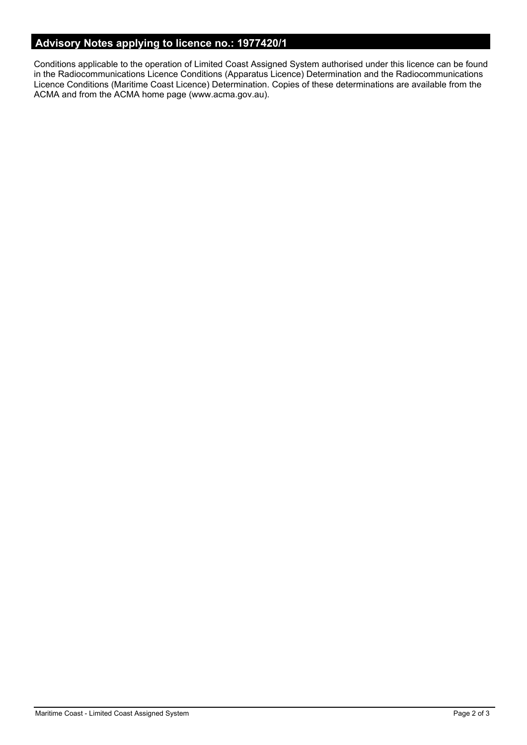## Advisory Notes applying to licence no.: 1977420/1

Conditions applicable to the operation of Limited Coast Assigned System authorised under this licence can be found in the Radiocommunications Licence Conditions (Apparatus Licence) Determination and the Radiocommunications Licence Conditions (Maritime Coast Licence) Determination. Copies of these determinations are available from the ACMA and from the ACMA home page (www.acma.gov.au).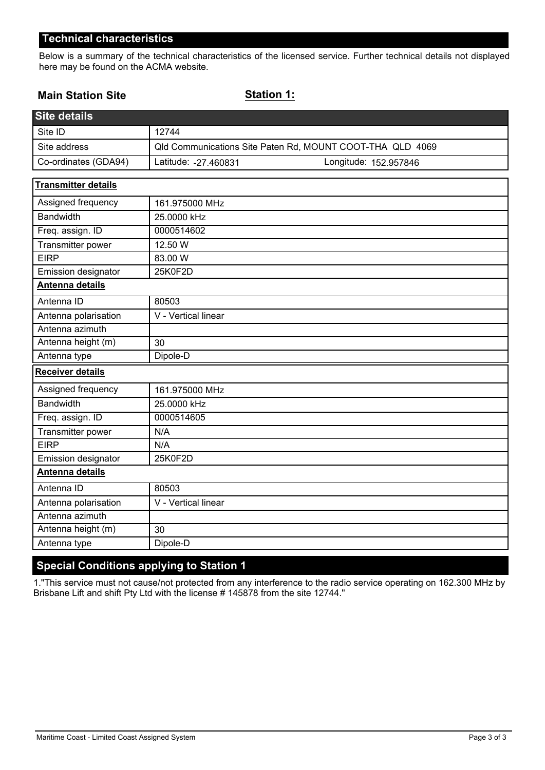## Technical characteristics

Below is a summary of the technical characteristics of the licensed service. Further technical details not displayed here may be found on the ACMA website.

**Main Station Site** **Station 1:**

### Site details

| | |
|---|---|
| Site ID | 12744 |
| Site address | Qld Communications Site Paten Rd, MOUNT COOT-THA QLD 4069 |
| Co-ordinates (GDA94) | Latitude: -27.460831 Longitude: 152.957846 |

### Transmitter details

| | |
|---|---|
| Assigned frequency | 161.975000 MHz |
| Bandwidth | 25.0000 kHz |
| Freq. assign. ID | 0000514602 |
| Transmitter power | 12.50 W |
| EIRP | 83.00 W |
| Emission designator | 25K0F2D |
| **Antenna details** | |
| Antenna ID | 80503 |
| Antenna polarisation | V - Vertical linear |
| Antenna azimuth | |
| Antenna height (m) | 30 |
| Antenna type | Dipole-D |

### Receiver details

| | |
|---|---|
| Assigned frequency | 161.975000 MHz |
| Bandwidth | 25.0000 kHz |
| Freq. assign. ID | 0000514605 |
| Transmitter power | N/A |
| EIRP | N/A |
| Emission designator | 25K0F2D |
| **Antenna details** | |
| Antenna ID | 80503 |
| Antenna polarisation | V - Vertical linear |
| Antenna azimuth | |
| Antenna height (m) | 30 |
| Antenna type | Dipole-D |

## Special Conditions applying to Station 1

1."This service must not cause/not protected from any interference to the radio service operating on 162.300 MHz by Brisbane Lift and shift Pty Ltd with the license # 145878 from the site 12744."